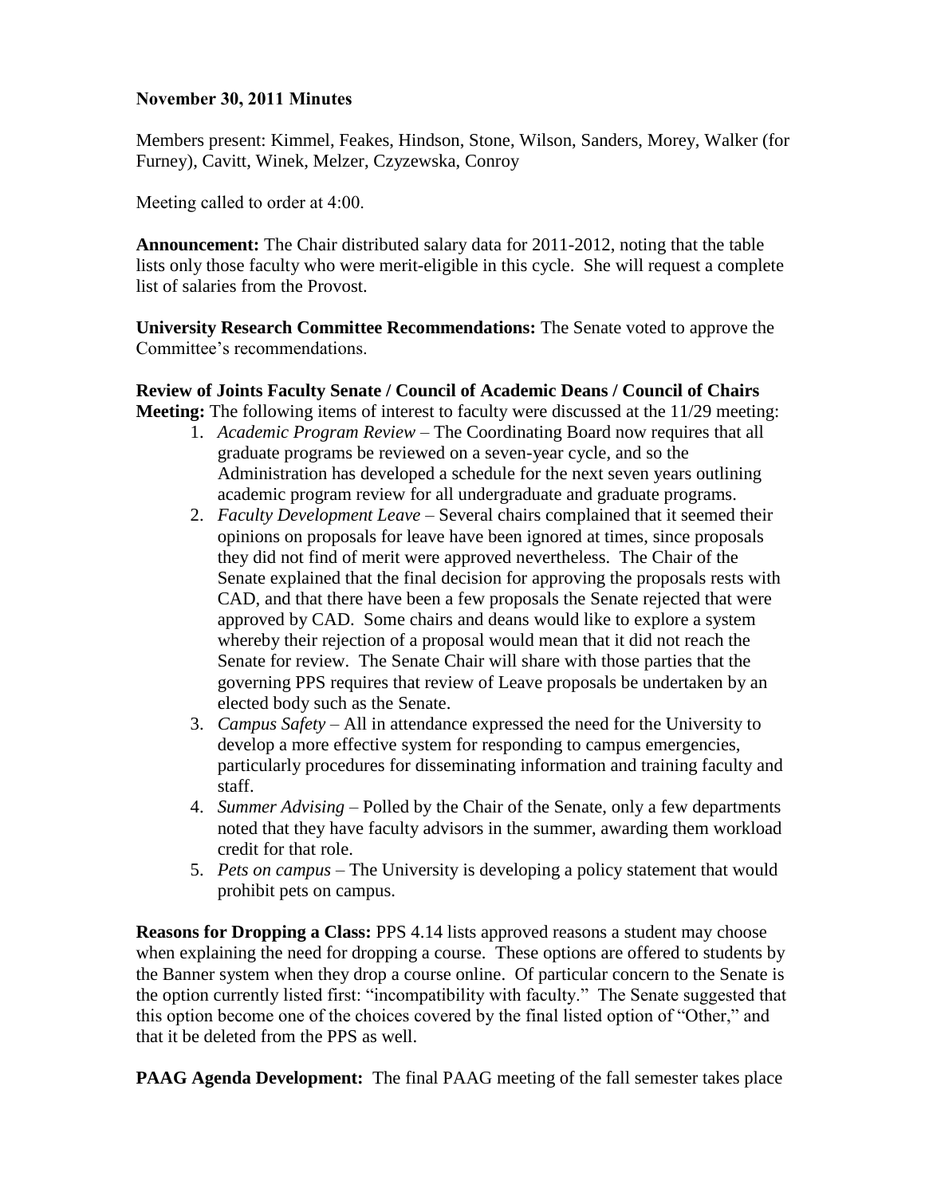**November 30, 2011 Minutes**

Members present: Kimmel, Feakes, Hindson, Stone, Wilson, Sanders, Morey, Walker (for Furney), Cavitt, Winek, Melzer, Czyzewska, Conroy

Meeting called to order at 4:00.

**Announcement:** The Chair distributed salary data for 2011-2012, noting that the table lists only those faculty who were merit-eligible in this cycle. She will request a complete list of salaries from the Provost.

**University Research Committee Recommendations:** The Senate voted to approve the Committee's recommendations.

**Review of Joints Faculty Senate / Council of Academic Deans / Council of Chairs Meeting:** The following items of interest to faculty were discussed at the 11/29 meeting:

1. *Academic Program Review* – The Coordinating Board now requires that all graduate programs be reviewed on a seven-year cycle, and so the Administration has developed a schedule for the next seven years outlining academic program review for all undergraduate and graduate programs.
2. *Faculty Development Leave* – Several chairs complained that it seemed their opinions on proposals for leave have been ignored at times, since proposals they did not find of merit were approved nevertheless. The Chair of the Senate explained that the final decision for approving the proposals rests with CAD, and that there have been a few proposals the Senate rejected that were approved by CAD. Some chairs and deans would like to explore a system whereby their rejection of a proposal would mean that it did not reach the Senate for review. The Senate Chair will share with those parties that the governing PPS requires that review of Leave proposals be undertaken by an elected body such as the Senate.
3. *Campus Safety* – All in attendance expressed the need for the University to develop a more effective system for responding to campus emergencies, particularly procedures for disseminating information and training faculty and staff.
4. *Summer Advising* – Polled by the Chair of the Senate, only a few departments noted that they have faculty advisors in the summer, awarding them workload credit for that role.
5. *Pets on campus* – The University is developing a policy statement that would prohibit pets on campus.

**Reasons for Dropping a Class:** PPS 4.14 lists approved reasons a student may choose when explaining the need for dropping a course. These options are offered to students by the Banner system when they drop a course online. Of particular concern to the Senate is the option currently listed first: "incompatibility with faculty." The Senate suggested that this option become one of the choices covered by the final listed option of "Other," and that it be deleted from the PPS as well.

**PAAG Agenda Development:** The final PAAG meeting of the fall semester takes place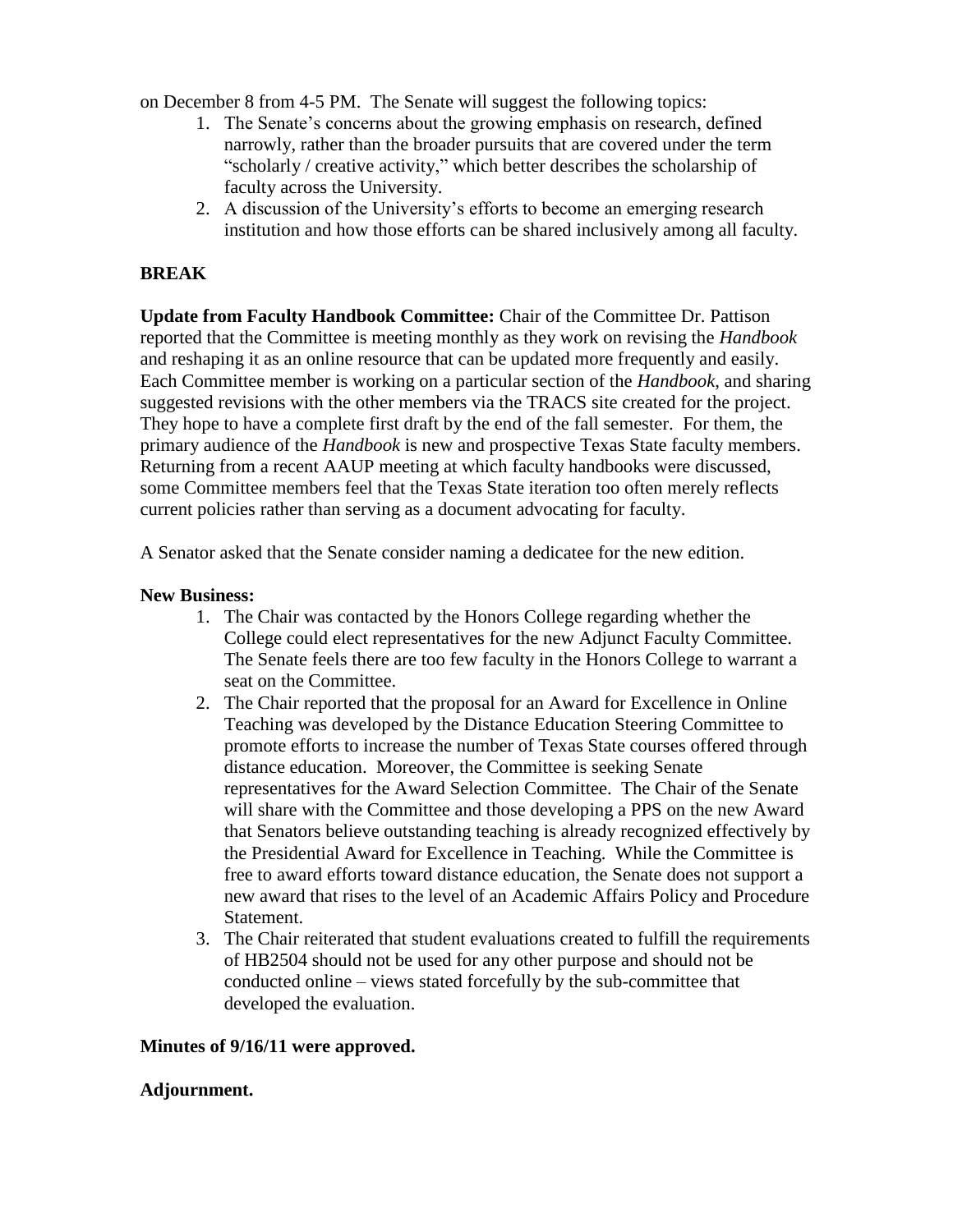on December 8 from 4-5 PM. The Senate will suggest the following topics:

1. The Senate's concerns about the growing emphasis on research, defined narrowly, rather than the broader pursuits that are covered under the term "scholarly / creative activity," which better describes the scholarship of faculty across the University.
2. A discussion of the University's efforts to become an emerging research institution and how those efforts can be shared inclusively among all faculty.

**BREAK**

**Update from Faculty Handbook Committee:** Chair of the Committee Dr. Pattison reported that the Committee is meeting monthly as they work on revising the *Handbook* and reshaping it as an online resource that can be updated more frequently and easily. Each Committee member is working on a particular section of the *Handbook*, and sharing suggested revisions with the other members via the TRACS site created for the project. They hope to have a complete first draft by the end of the fall semester. For them, the primary audience of the *Handbook* is new and prospective Texas State faculty members. Returning from a recent AAUP meeting at which faculty handbooks were discussed, some Committee members feel that the Texas State iteration too often merely reflects current policies rather than serving as a document advocating for faculty.

A Senator asked that the Senate consider naming a dedicatee for the new edition.

**New Business:**

1. The Chair was contacted by the Honors College regarding whether the College could elect representatives for the new Adjunct Faculty Committee. The Senate feels there are too few faculty in the Honors College to warrant a seat on the Committee.
2. The Chair reported that the proposal for an Award for Excellence in Online Teaching was developed by the Distance Education Steering Committee to promote efforts to increase the number of Texas State courses offered through distance education. Moreover, the Committee is seeking Senate representatives for the Award Selection Committee. The Chair of the Senate will share with the Committee and those developing a PPS on the new Award that Senators believe outstanding teaching is already recognized effectively by the Presidential Award for Excellence in Teaching. While the Committee is free to award efforts toward distance education, the Senate does not support a new award that rises to the level of an Academic Affairs Policy and Procedure Statement.
3. The Chair reiterated that student evaluations created to fulfill the requirements of HB2504 should not be used for any other purpose and should not be conducted online – views stated forcefully by the sub-committee that developed the evaluation.

**Minutes of 9/16/11 were approved.**

**Adjournment.**